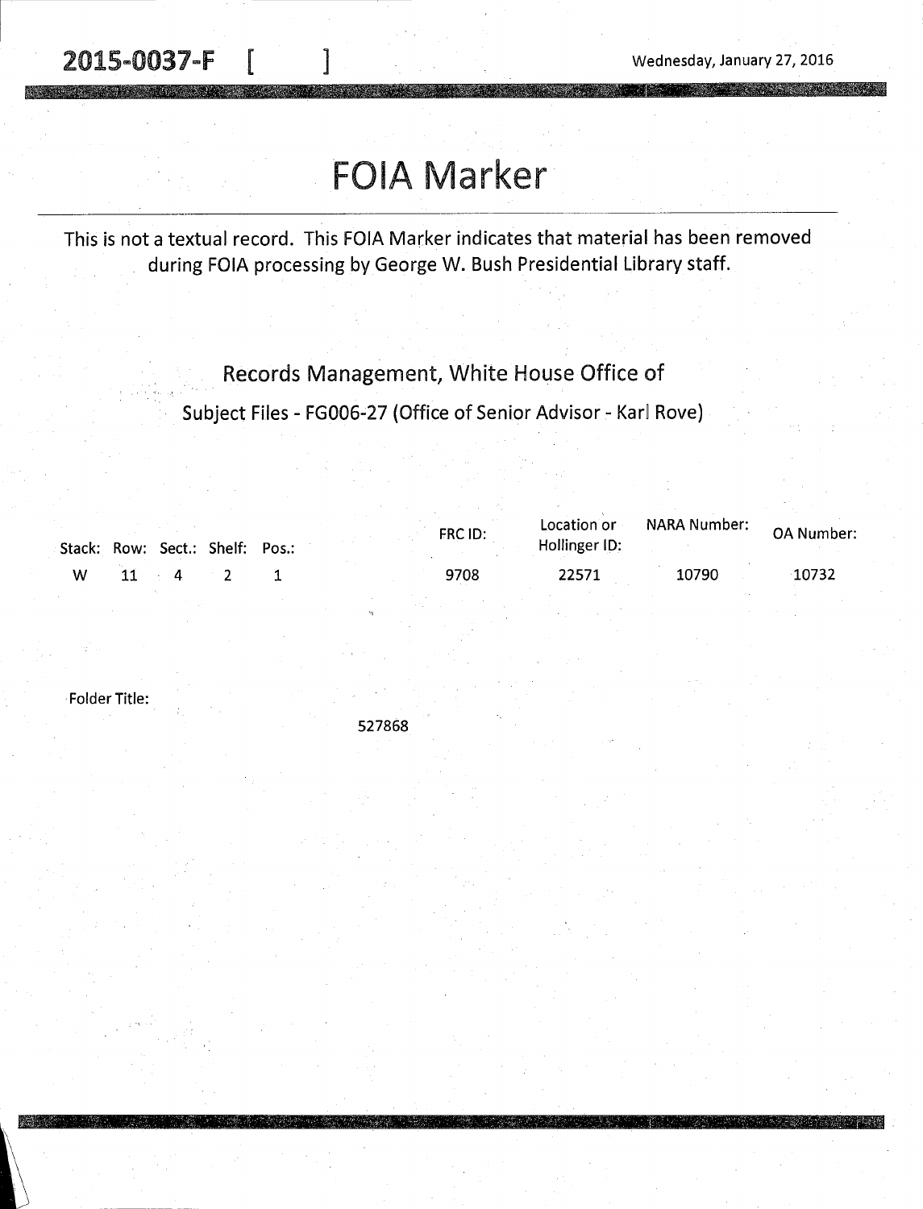**2015-0037-F [ ]** Wednesday, January 27, 2016

# FOIA Marker

This is not a textual record. This FOIA Marker indicates that material has been removed during FOIA processing by George W. Bush Presidential Library staff.

## Records Management, White House Office of

Subject Files - FG006-27 (Office of Senior Advisor - Karl Rove)

| Stack: | Row: | Sect.: | Shelf: | Pos.: | FRC ID: | Location or Hollinger ID: | NARA Number: | OA Number: |
|---|---|---|---|---|---|---|---|---|
| W | 11 | 4 | 2 | 1 | 9708 | 22571 | 10790 | 10732 |

Folder Title:

527868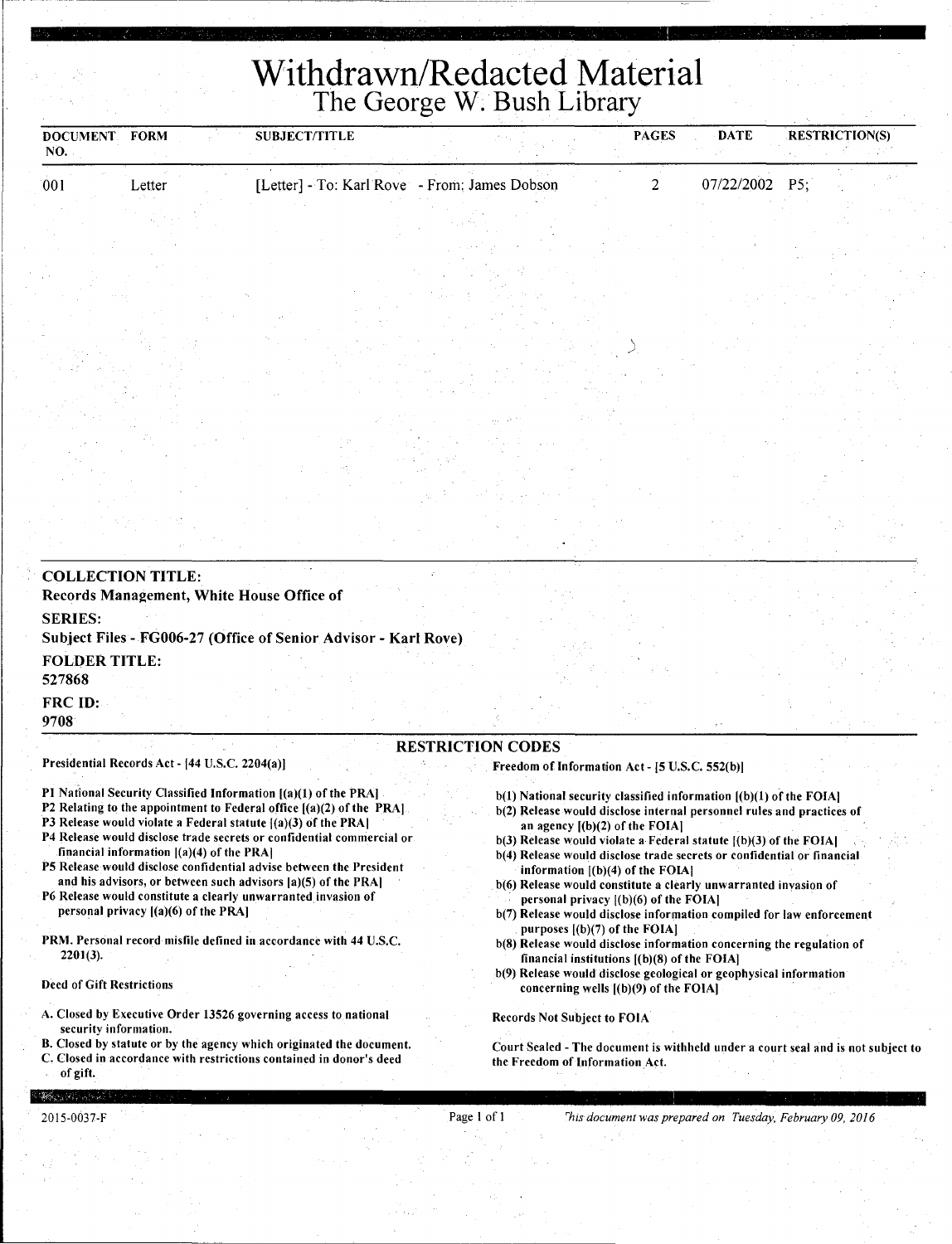# Withdrawn/Redacted Material
## The George W. Bush Library

| DOCUMENT NO. | FORM | SUBJECT/TITLE | PAGES | DATE | RESTRICTION(S) |
|---|---|---|---|---|---|
| 001 | Letter | [Letter] - To: Karl Rove - From: James Dobson | 2 | 07/22/2002 | P5; |

**COLLECTION TITLE:**
**Records Management, White House Office of**

**SERIES:**
**Subject Files - FG006-27 (Office of Senior Advisor - Karl Rove)**

**FOLDER TITLE:**
**527868**

**FRC ID:**
**9708**

### RESTRICTION CODES

**Presidential Records Act - [44 U.S.C. 2204(a)]**

**P1 National Security Classified Information [(a)(1) of the PRA]**
**P2 Relating to the appointment to Federal office [(a)(2) of the PRA]**
**P3 Release would violate a Federal statute [(a)(3) of the PRA]**
**P4 Release would disclose trade secrets or confidential commercial or financial information [(a)(4) of the PRA]**
**P5 Release would disclose confidential advise between the President and his advisors, or between such advisors [a)(5) of the PRA]**
**P6 Release would constitute a clearly unwarranted invasion of personal privacy [(a)(6) of the PRA]**

**PRM. Personal record misfile defined in accordance with 44 U.S.C. 2201(3).**

**Deed of Gift Restrictions**

**A. Closed by Executive Order 13526 governing access to national security information.**
**B. Closed by statute or by the agency which originated the document.**
**C. Closed in accordance with restrictions contained in donor's deed of gift.**

**Freedom of Information Act - [5 U.S.C. 552(b)]**

**b(1) National security classified information [(b)(1) of the FOIA]**
**b(2) Release would disclose internal personnel rules and practices of an agency [(b)(2) of the FOIA]**
**b(3) Release would violate a Federal statute [(b)(3) of the FOIA]**
**b(4) Release would disclose trade secrets or confidential or financial information [(b)(4) of the FOIA]**
**b(6) Release would constitute a clearly unwarranted invasion of personal privacy [(b)(6) of the FOIA]**
**b(7) Release would disclose information compiled for law enforcement purposes [(b)(7) of the FOIA]**
**b(8) Release would disclose information concerning the regulation of financial institutions [(b)(8) of the FOIA]**
**b(9) Release would disclose geological or geophysical information concerning wells [(b)(9) of the FOIA]**

**Records Not Subject to FOIA**

**Court Sealed - The document is withheld under a court seal and is not subject to the Freedom of Information Act.**

2015-0037-F

*This document was prepared on Tuesday, February 09, 2016*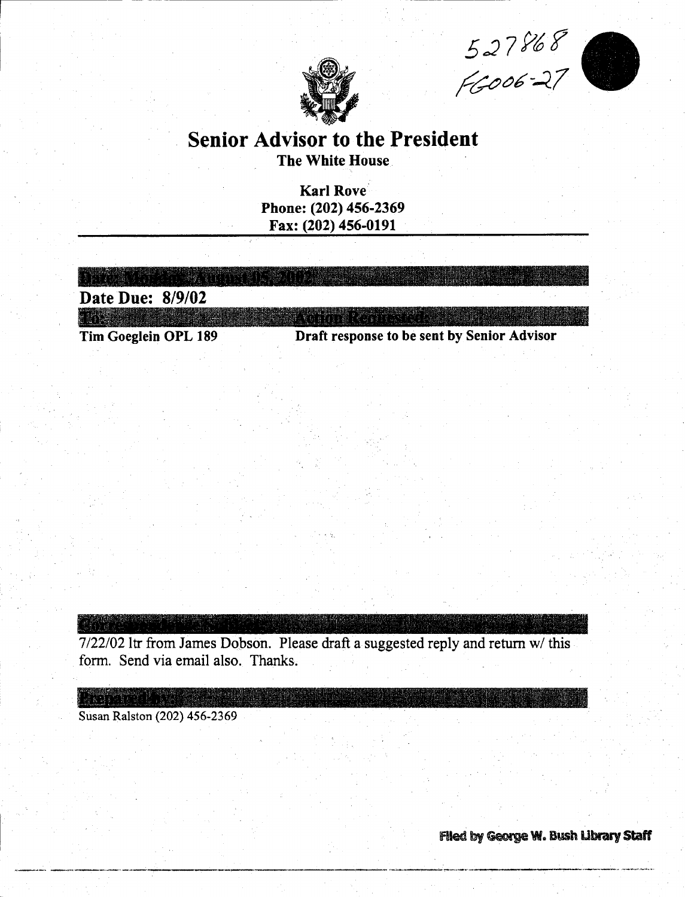527868
FG006-27

# Senior Advisor to the President

**The White House**

**Karl Rove**
**Phone: (202) 456-2369**
**Fax: (202) 456-0191**

**Date: Monday, August 05, 2002**

**Date Due: 8/9/02**

| To: | Action Requested: |
|---|---|
| **Tim Goeglein OPL 189** | **Draft response to be sent by Senior Advisor** |

**Correspondence Subject:**

7/22/02 ltr from James Dobson. Please draft a suggested reply and return w/ this form. Send via email also. Thanks.

**Prepared By:**

Susan Ralston (202) 456-2369

Filed by George W. Bush Library Staff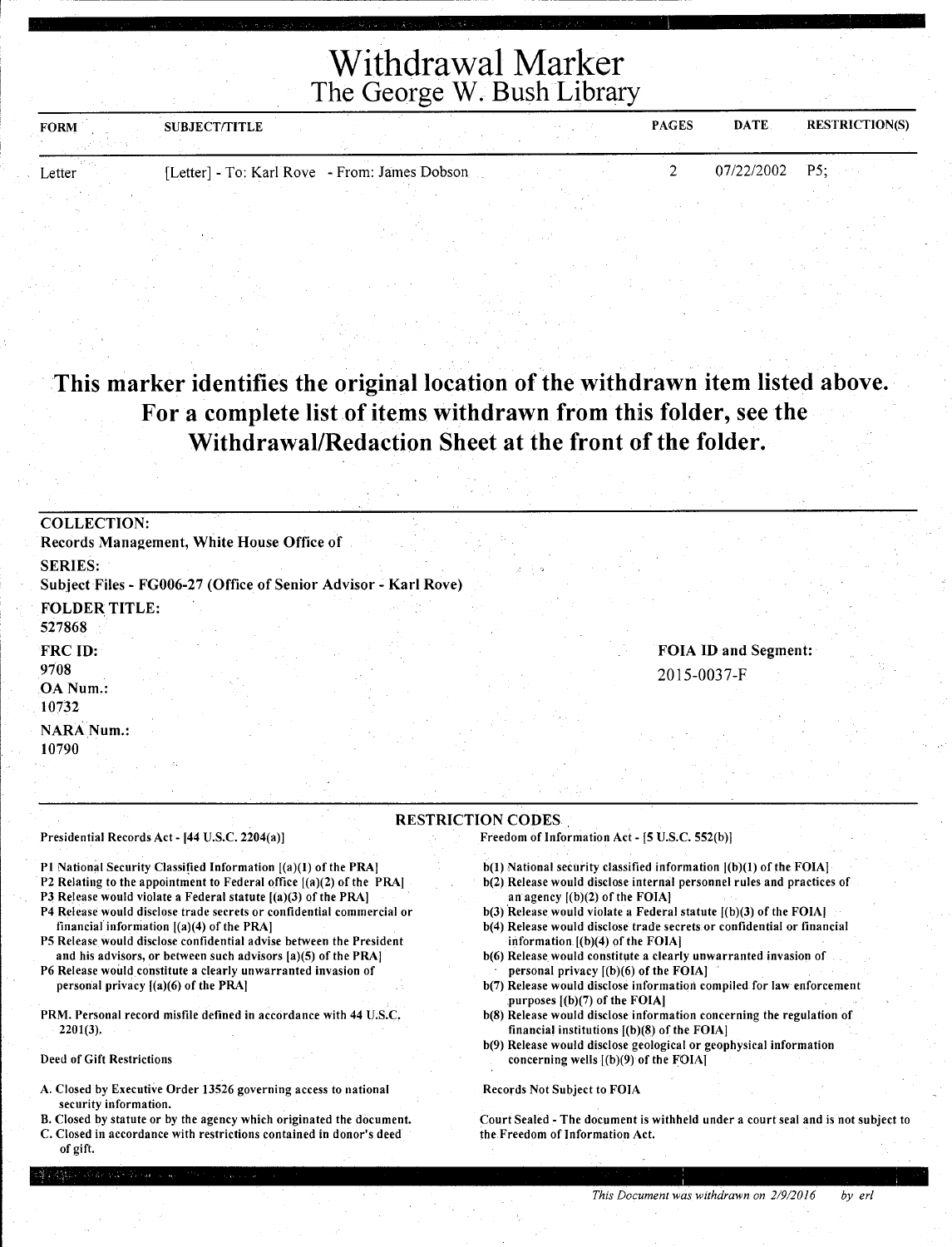# Withdrawal Marker
## The George W. Bush Library

| FORM | SUBJECT/TITLE | PAGES | DATE | RESTRICTION(S) |
|---|---|---|---|---|
| Letter | [Letter] - To: Karl Rove - From: James Dobson | 2 | 07/22/2002 | P5; |

**This marker identifies the original location of the withdrawn item listed above. For a complete list of items withdrawn from this folder, see the Withdrawal/Redaction Sheet at the front of the folder.**

**COLLECTION:**
Records Management, White House Office of

**SERIES:**
Subject Files - FG006-27 (Office of Senior Advisor - Karl Rove)

**FOLDER TITLE:**
527868

**FRC ID:**
9708

**OA Num.:**
10732

**NARA Num.:**
10790

**FOIA ID and Segment:**
2015-0037-F

### RESTRICTION CODES

Presidential Records Act - [44 U.S.C. 2204(a)]

P1 National Security Classified Information [(a)(1) of the PRA]
P2 Relating to the appointment to Federal office [(a)(2) of the PRA]
P3 Release would violate a Federal statute [(a)(3) of the PRA]
P4 Release would disclose trade secrets or confidential commercial or financial information [(a)(4) of the PRA]
P5 Release would disclose confidential advise between the President and his advisors, or between such advisors [a)(5) of the PRA]
P6 Release would constitute a clearly unwarranted invasion of personal privacy [(a)(6) of the PRA]

PRM. Personal record misfile defined in accordance with 44 U.S.C. 2201(3).

Deed of Gift Restrictions

A. Closed by Executive Order 13526 governing access to national security information.
B. Closed by statute or by the agency which originated the document.
C. Closed in accordance with restrictions contained in donor's deed of gift.

Freedom of Information Act - [5 U.S.C. 552(b)]

b(1) National security classified information [(b)(1) of the FOIA]
b(2) Release would disclose internal personnel rules and practices of an agency [(b)(2) of the FOIA]
b(3) Release would violate a Federal statute [(b)(3) of the FOIA]
b(4) Release would disclose trade secrets or confidential or financial information [(b)(4) of the FOIA]
b(6) Release would constitute a clearly unwarranted invasion of personal privacy [(b)(6) of the FOIA]
b(7) Release would disclose information compiled for law enforcement purposes [(b)(7) of the FOIA]
b(8) Release would disclose information concerning the regulation of financial institutions [(b)(8) of the FOIA]
b(9) Release would disclose geological or geophysical information concerning wells [(b)(9) of the FOIA]

Records Not Subject to FOIA

Court Sealed - The document is withheld under a court seal and is not subject to the Freedom of Information Act.

*This Document was withdrawn on 2/9/2016 by erl*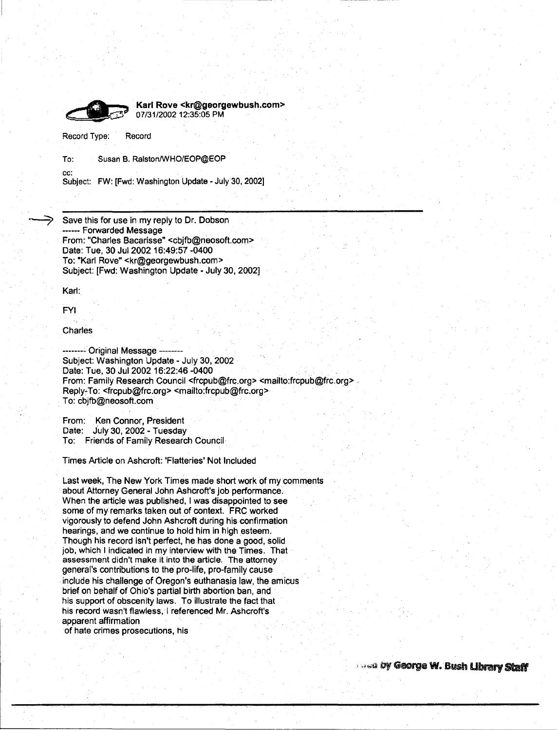**Karl Rove <kr@georgewbush.com>**
07/31/2002 12:35:05 PM

Record Type: Record

To: Susan B. Ralston/WHO/EOP@EOP

cc:

Subject: FW: [Fwd: Washington Update - July 30, 2002]

---

Save this for use in my reply to Dr. Dobson
------ Forwarded Message
From: "Charles Bacarisse" <cbjfb@neosoft.com>
Date: Tue, 30 Jul 2002 16:49:57 -0400
To: "Karl Rove" <kr@georgewbush.com>
Subject: [Fwd: Washington Update - July 30, 2002]

Karl:

FYI

Charles

-------- Original Message --------
Subject: Washington Update - July 30, 2002
Date: Tue, 30 Jul 2002 16:22:46 -0400
From: Family Research Council <frcpub@frc.org> <mailto:frcpub@frc.org>
Reply-To: <frcpub@frc.org> <mailto:frcpub@frc.org>
To: cbjfb@neosoft.com

From: Ken Connor, President
Date: July 30, 2002 - Tuesday
To: Friends of Family Research Council

Times Article on Ashcroft: 'Flatteries' Not Included

Last week, The New York Times made short work of my comments about Attorney General John Ashcroft's job performance. When the article was published, I was disappointed to see some of my remarks taken out of context. FRC worked vigorously to defend John Ashcroft during his confirmation hearings, and we continue to hold him in high esteem. Though his record isn't perfect, he has done a good, solid job, which I indicated in my interview with the Times. That assessment didn't make it into the article. The attorney general's contributions to the pro-life, pro-family cause include his challenge of Oregon's euthanasia law, the amicus brief on behalf of Ohio's partial birth abortion ban, and his support of obscenity laws. To illustrate the fact that his record wasn't flawless, I referenced Mr. Ashcroft's apparent affirmation
of hate crimes prosecutions, his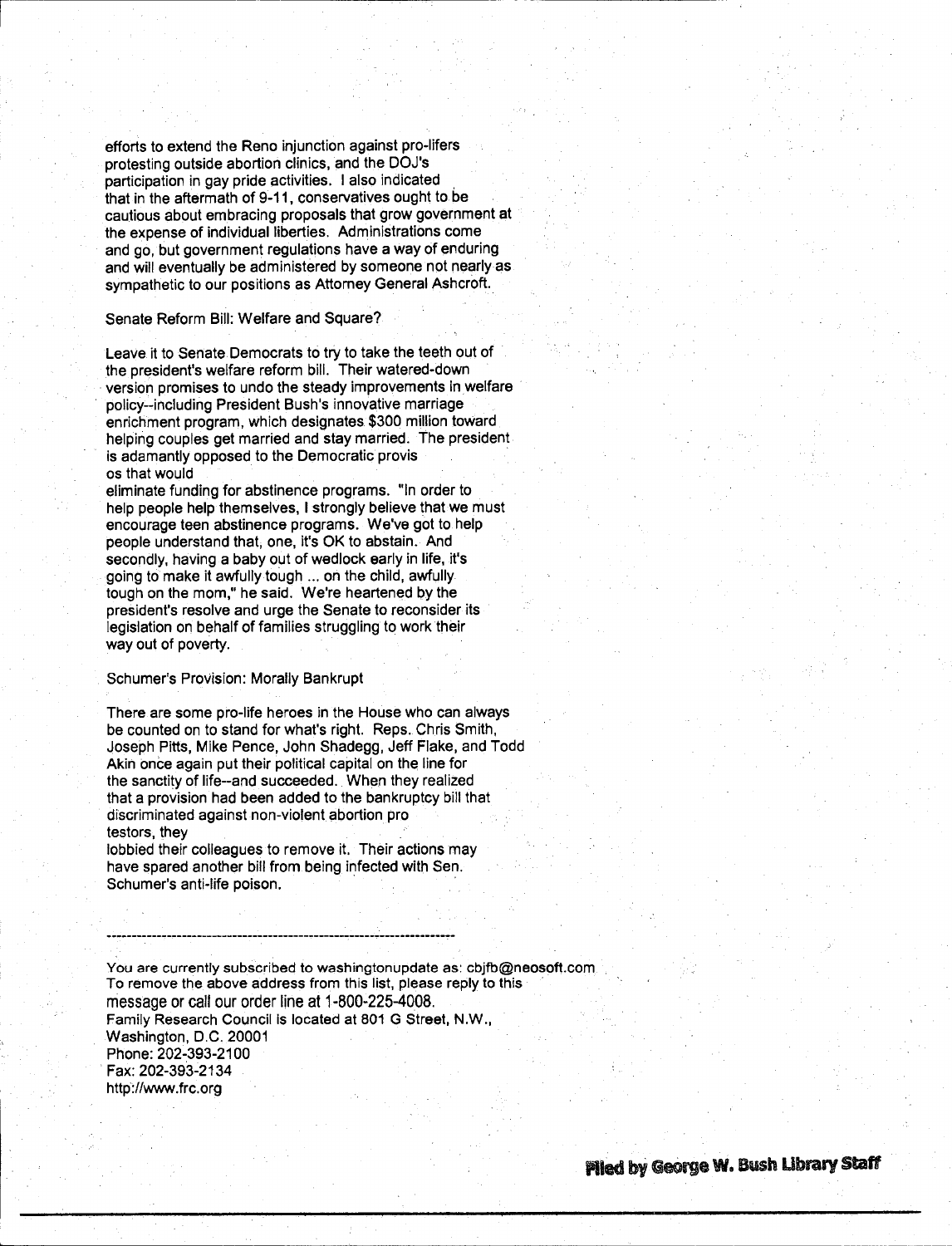efforts to extend the Reno injunction against pro-lifers protesting outside abortion clinics, and the DOJ's participation in gay pride activities. I also indicated that in the aftermath of 9-11, conservatives ought to be cautious about embracing proposals that grow government at the expense of individual liberties. Administrations come and go, but government regulations have a way of enduring and will eventually be administered by someone not nearly as sympathetic to our positions as Attorney General Ashcroft.

Senate Reform Bill: Welfare and Square?

Leave it to Senate Democrats to try to take the teeth out of the president's welfare reform bill. Their watered-down version promises to undo the steady improvements in welfare policy--including President Bush's innovative marriage enrichment program, which designates $300 million toward helping couples get married and stay married. The president is adamantly opposed to the Democratic provis
os that would
eliminate funding for abstinence programs. "In order to help people help themselves, I strongly believe that we must encourage teen abstinence programs. We've got to help people understand that, one, it's OK to abstain. And secondly, having a baby out of wedlock early in life, it's going to make it awfully tough ... on the child, awfully tough on the mom," he said. We're heartened by the president's resolve and urge the Senate to reconsider its legislation on behalf of families struggling to work their way out of poverty.

Schumer's Provision: Morally Bankrupt

There are some pro-life heroes in the House who can always be counted on to stand for what's right. Reps. Chris Smith, Joseph Pitts, Mike Pence, John Shadegg, Jeff Flake, and Todd Akin once again put their political capital on the line for the sanctity of life--and succeeded. When they realized that a provision had been added to the bankruptcy bill that discriminated against non-violent abortion pro
testors, they
lobbied their colleagues to remove it. Their actions may have spared another bill from being infected with Sen. Schumer's anti-life poison.

---

You are currently subscribed to washingtonupdate as: cbjfb@neosoft.com
To remove the above address from this list, please reply to this message or call our order line at 1-800-225-4008.
Family Research Council is located at 801 G Street, N.W., Washington, D.C. 20001
Phone: 202-393-2100
Fax: 202-393-2134
http://www.frc.org

Filed by George W. Bush Library Staff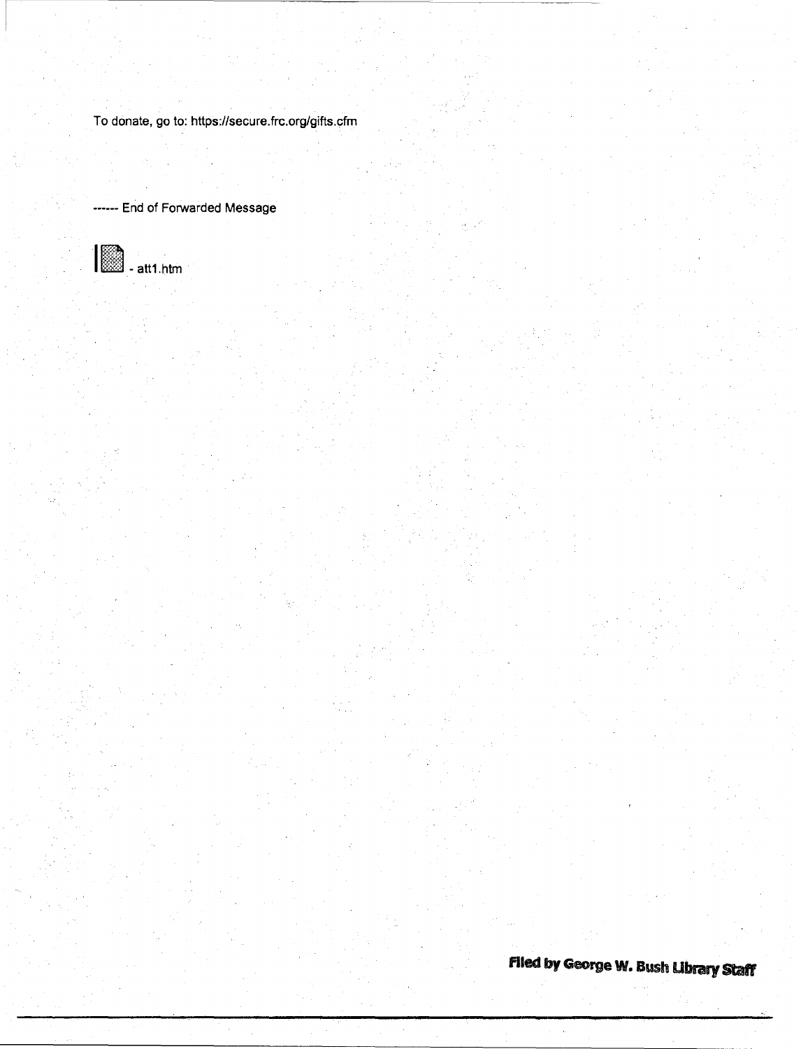To donate, go to: https://secure.frc.org/gifts.cfm

------ End of Forwarded Message

- att1.htm

**Filed by George W. Bush Library Staff**